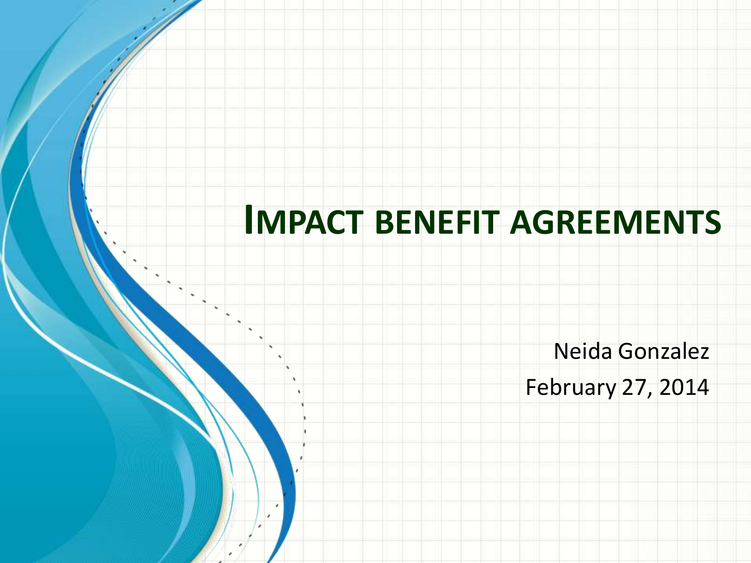# Impact benefit agreements

Neida Gonzalez

February 27, 2014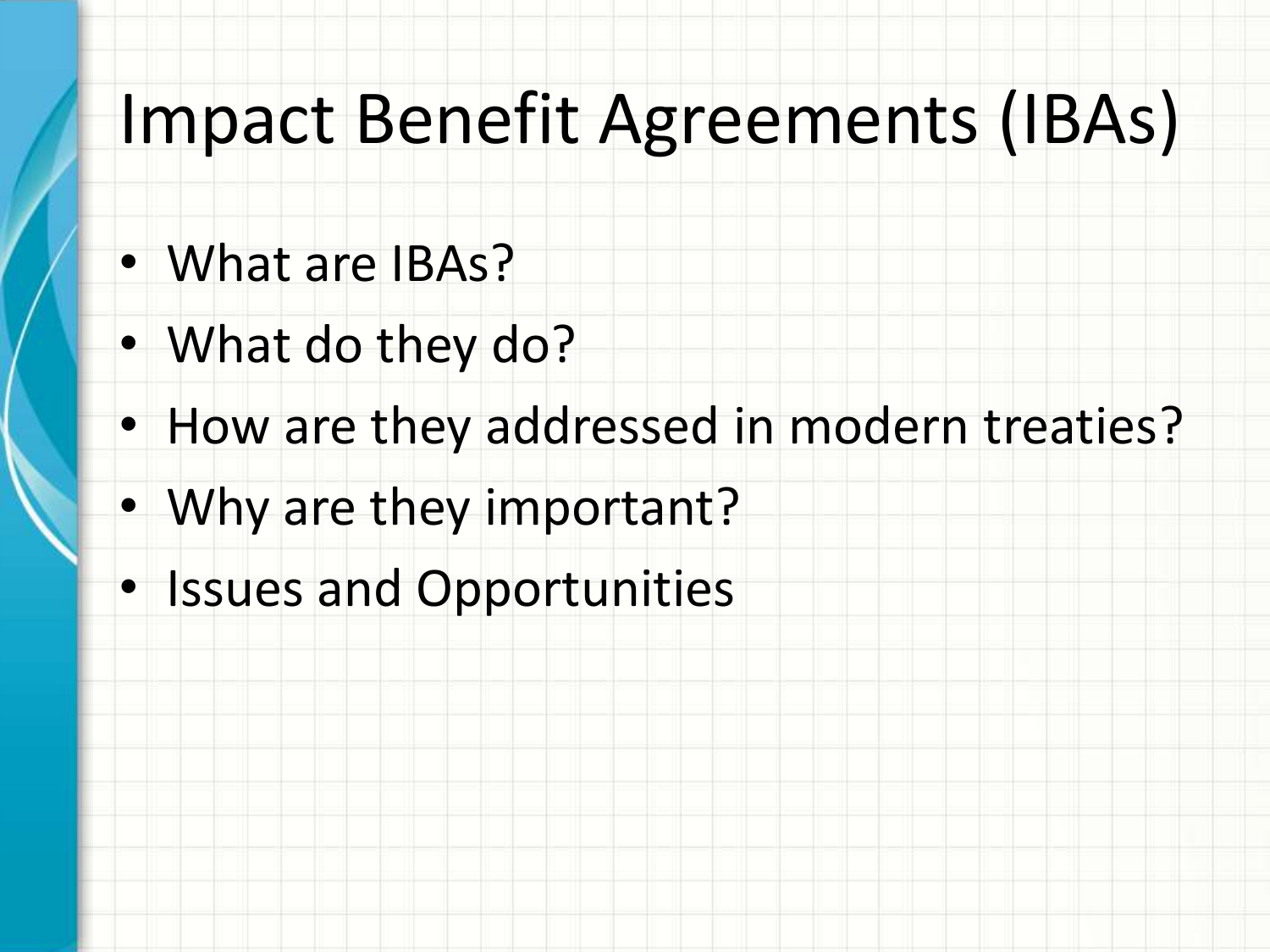# Impact Benefit Agreements (IBAs)

- What are IBAs?
- What do they do?
- How are they addressed in modern treaties?
- Why are they important?
- Issues and Opportunities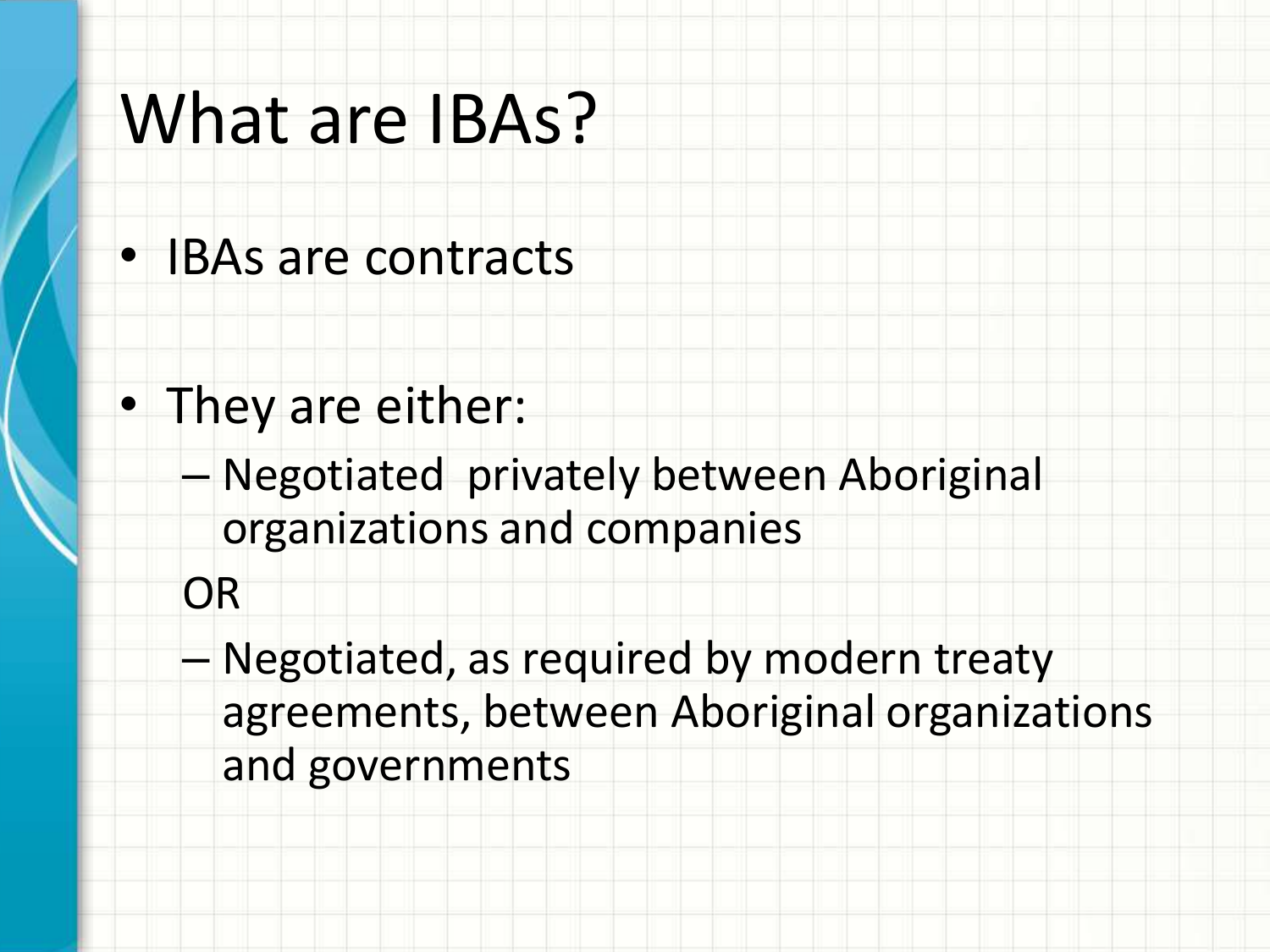# What are IBAs?

- IBAs are contracts

- They are either:
  - Negotiated privately between Aboriginal organizations and companies

  OR

  - Negotiated, as required by modern treaty agreements, between Aboriginal organizations and governments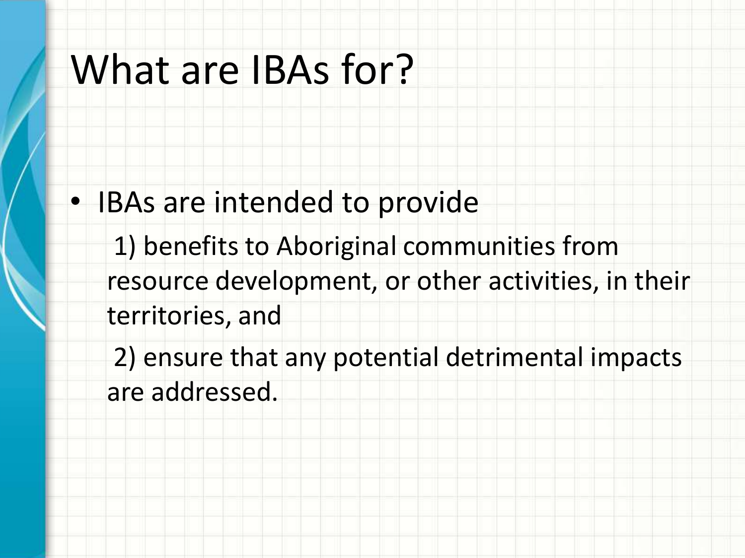# What are IBAs for?

- IBAs are intended to provide

  1) benefits to Aboriginal communities from resource development, or other activities, in their territories, and

  2) ensure that any potential detrimental impacts are addressed.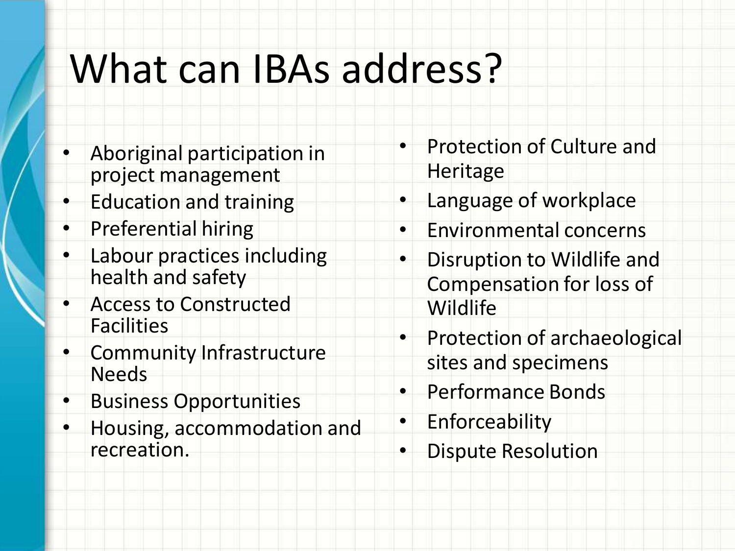# What can IBAs address?

- Aboriginal participation in project management
- Education and training
- Preferential hiring
- Labour practices including health and safety
- Access to Constructed Facilities
- Community Infrastructure Needs
- Business Opportunities
- Housing, accommodation and recreation.
- Protection of Culture and Heritage
- Language of workplace
- Environmental concerns
- Disruption to Wildlife and Compensation for loss of Wildlife
- Protection of archaeological sites and specimens
- Performance Bonds
- Enforceability
- Dispute Resolution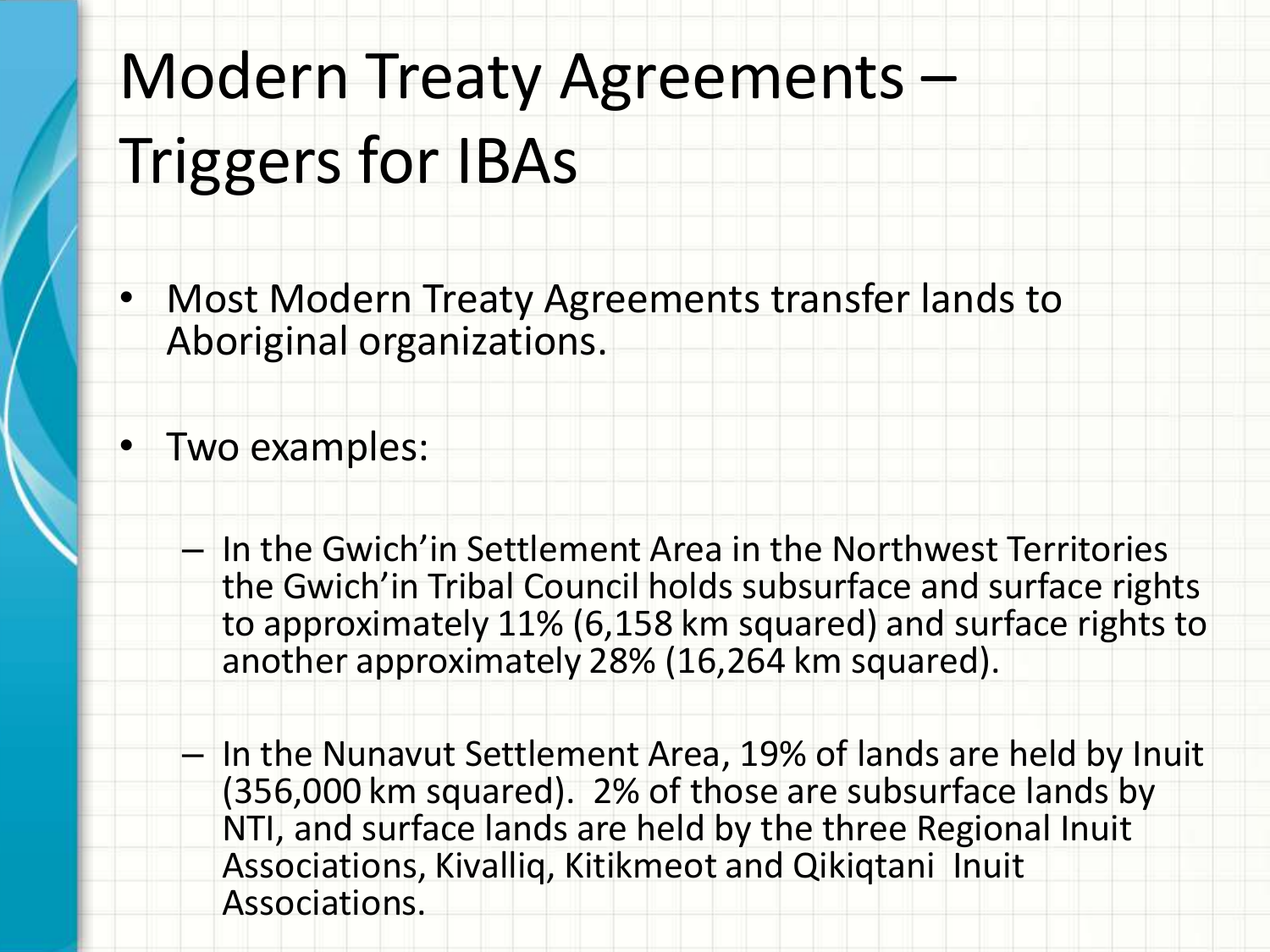# Modern Treaty Agreements – Triggers for IBAs

- Most Modern Treaty Agreements transfer lands to Aboriginal organizations.
- Two examples:
  - In the Gwich'in Settlement Area in the Northwest Territories the Gwich'in Tribal Council holds subsurface and surface rights to approximately 11% (6,158 km squared) and surface rights to another approximately 28% (16,264 km squared).
  - In the Nunavut Settlement Area, 19% of lands are held by Inuit (356,000 km squared). 2% of those are subsurface lands by NTI, and surface lands are held by the three Regional Inuit Associations, Kivalliq, Kitikmeot and Qikiqtani Inuit Associations.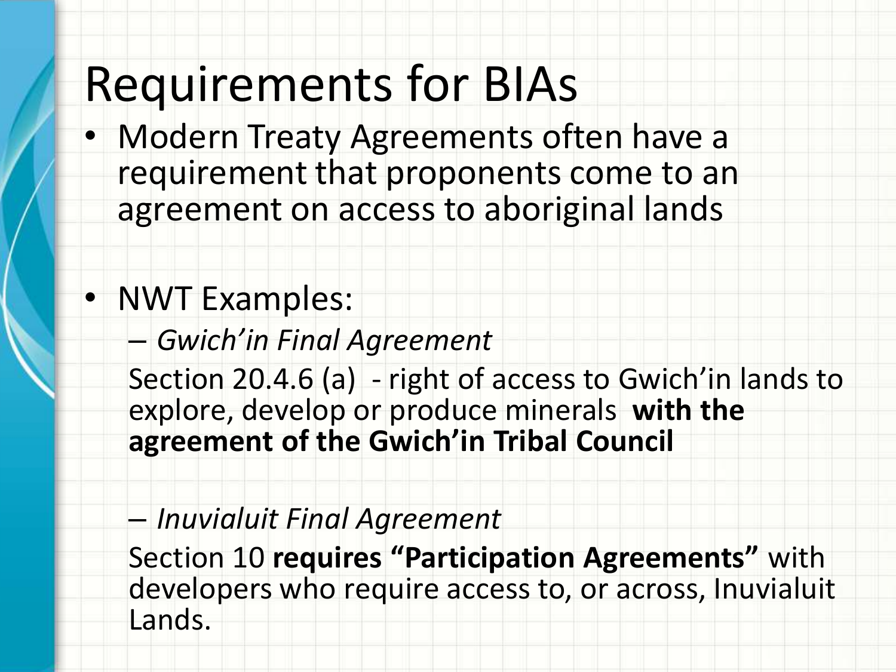# Requirements for BIAs

- Modern Treaty Agreements often have a requirement that proponents come to an agreement on access to aboriginal lands
- NWT Examples:
  - *Gwich'in Final Agreement*

    Section 20.4.6 (a) - right of access to Gwich'in lands to explore, develop or produce minerals **with the agreement of the Gwich'in Tribal Council**

  - *Inuvialuit Final Agreement*

    Section 10 **requires "Participation Agreements"** with developers who require access to, or across, Inuvialuit Lands.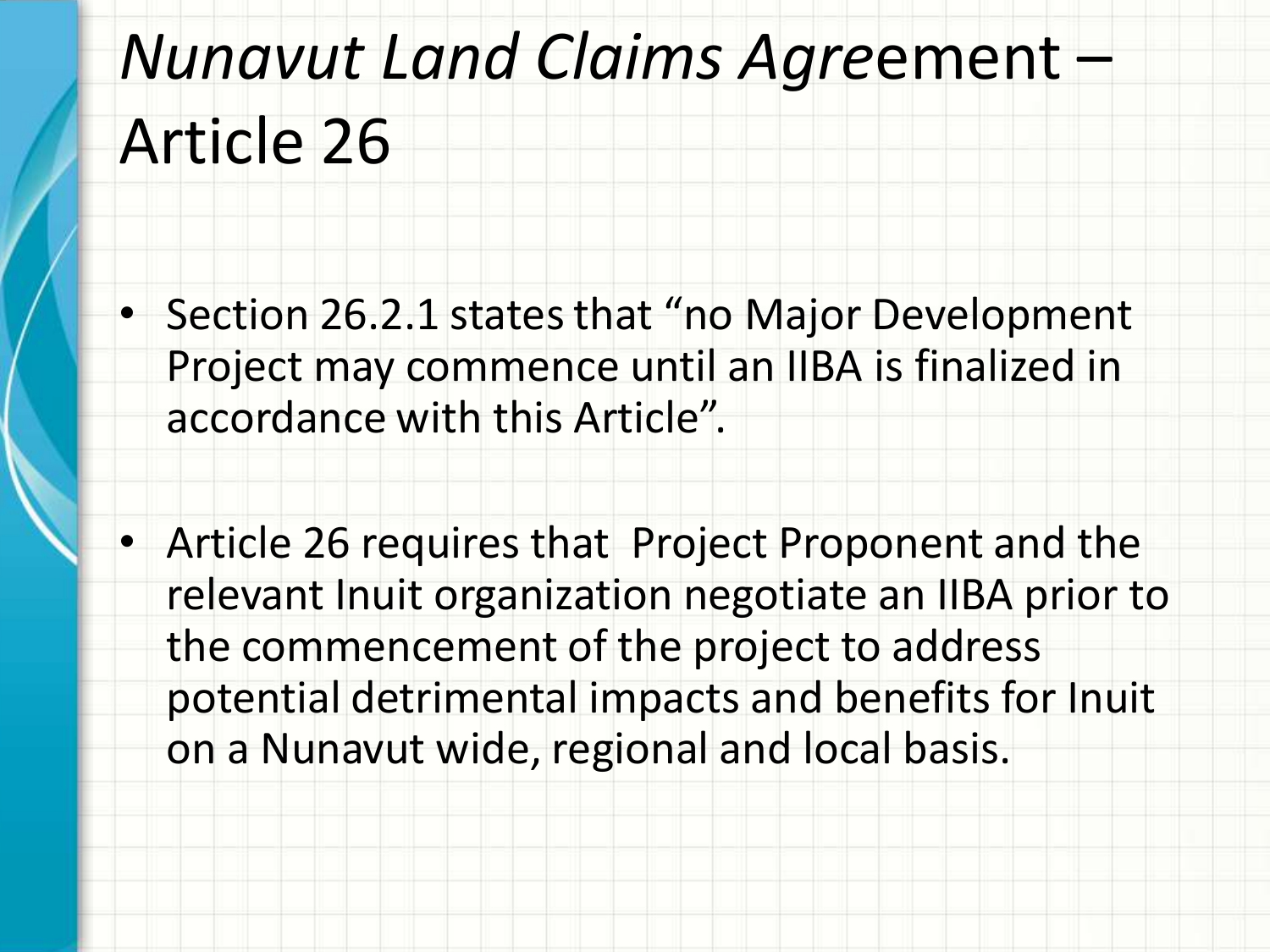# *Nunavut Land Claims Agre*ement – Article 26

- Section 26.2.1 states that “no Major Development Project may commence until an IIBA is finalized in accordance with this Article”.
- Article 26 requires that Project Proponent and the relevant Inuit organization negotiate an IIBA prior to the commencement of the project to address potential detrimental impacts and benefits for Inuit on a Nunavut wide, regional and local basis.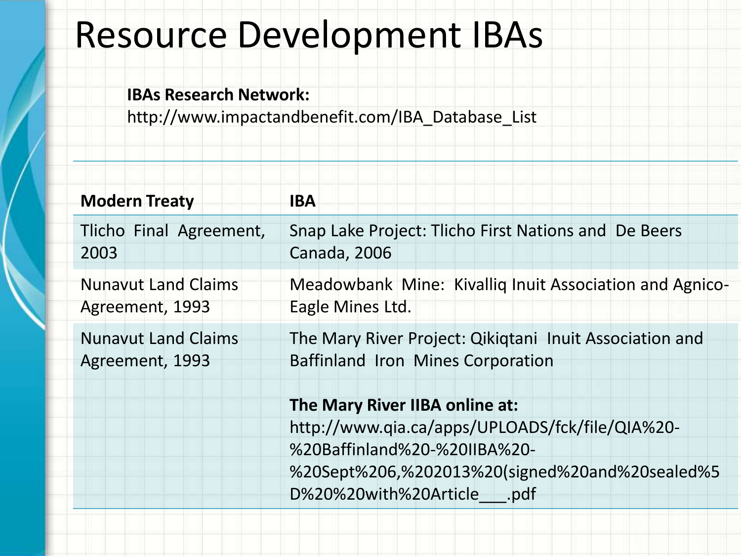# Resource Development IBAs

**IBAs Research Network:**
http://www.impactandbenefit.com/IBA_Database_List

| **Modern Treaty** | **IBA** |
|---|---|
| Tlicho Final Agreement, 2003 | Snap Lake Project: Tlicho First Nations and De Beers Canada, 2006 |
| Nunavut Land Claims Agreement, 1993 | Meadowbank Mine: Kivalliq Inuit Association and Agnico-Eagle Mines Ltd. |
| Nunavut Land Claims Agreement, 1993 | The Mary River Project: Qikiqtani Inuit Association and Baffinland Iron Mines Corporation<br><br>**The Mary River IIBA online at:**<br>http://www.qia.ca/apps/UPLOADS/fck/file/QIA%20-%20Baffinland%20-%20IIBA%20-%20Sept%206,%202013%20(signed%20and%20sealed%5D%20%20with%20Article___.pdf |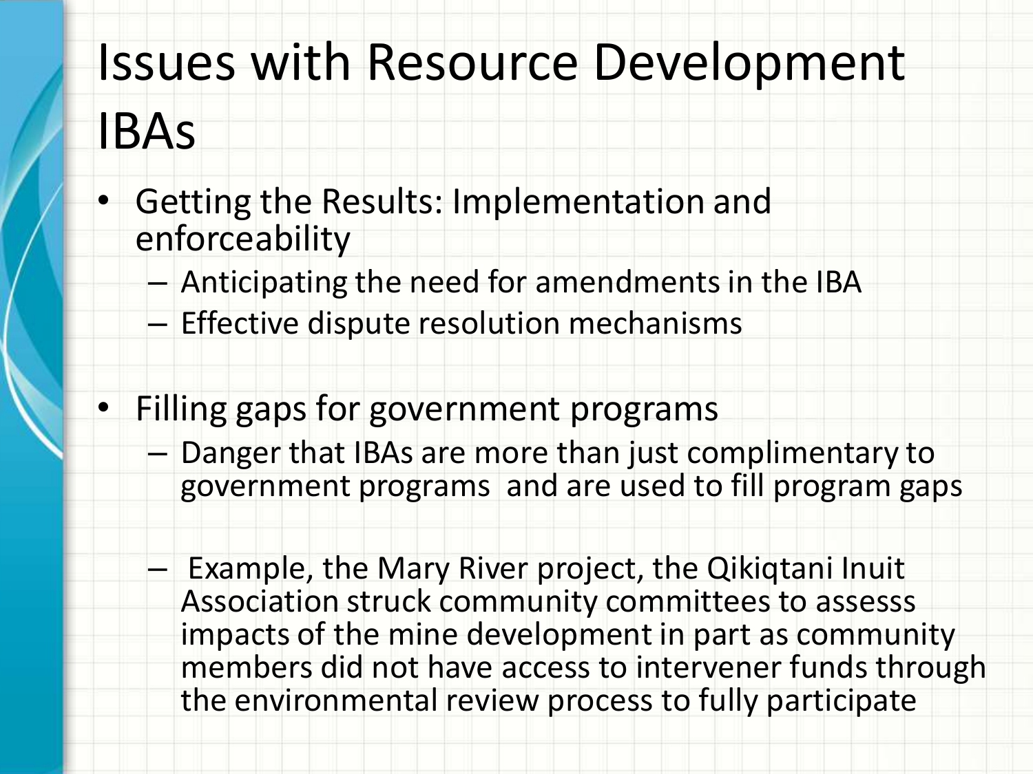# Issues with Resource Development IBAs

- Getting the Results: Implementation and enforceability
  - Anticipating the need for amendments in the IBA
  - Effective dispute resolution mechanisms

- Filling gaps for government programs
  - Danger that IBAs are more than just complimentary to government programs and are used to fill program gaps
  - Example, the Mary River project, the Qikiqtani Inuit Association struck community committees to assesss impacts of the mine development in part as community members did not have access to intervener funds through the environmental review process to fully participate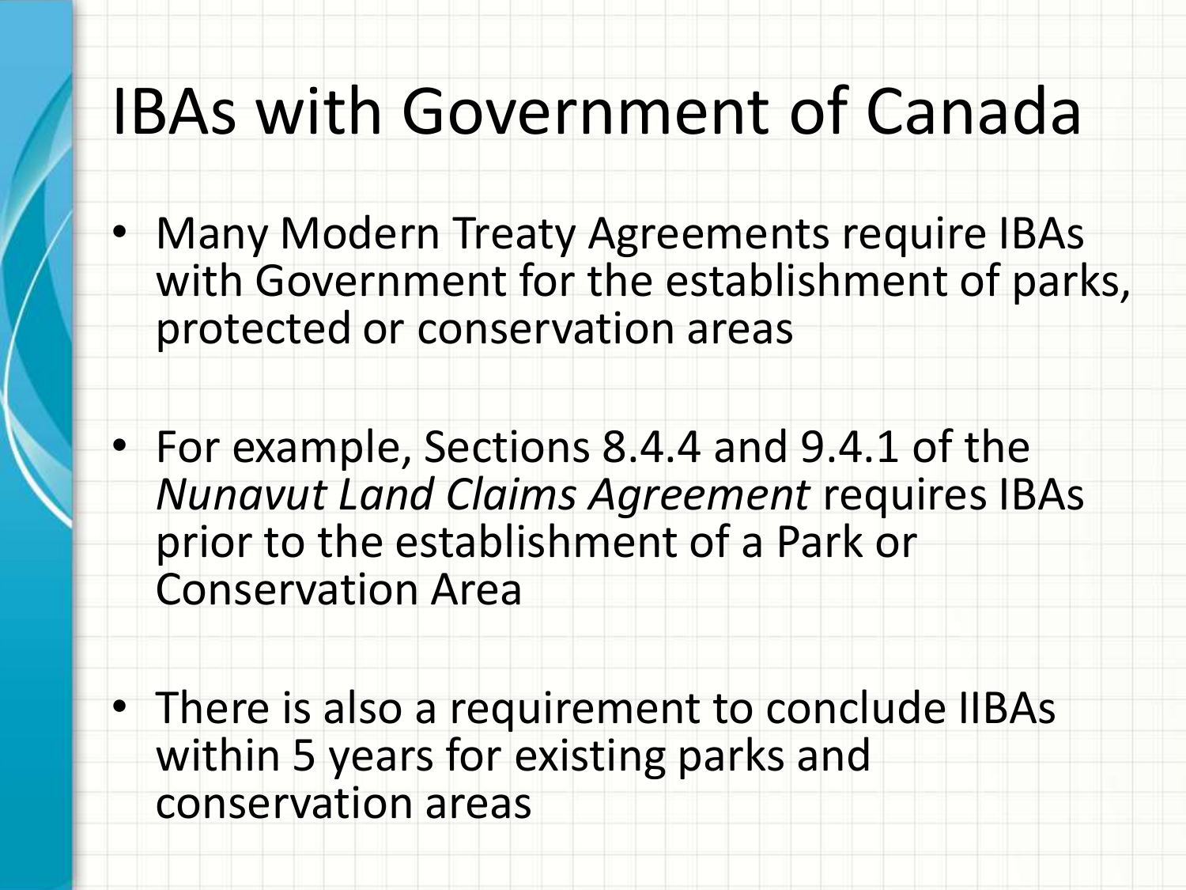# IBAs with Government of Canada

- Many Modern Treaty Agreements require IBAs with Government for the establishment of parks, protected or conservation areas
- For example, Sections 8.4.4 and 9.4.1 of the *Nunavut Land Claims Agreement* requires IBAs prior to the establishment of a Park or Conservation Area
- There is also a requirement to conclude IIBAs within 5 years for existing parks and conservation areas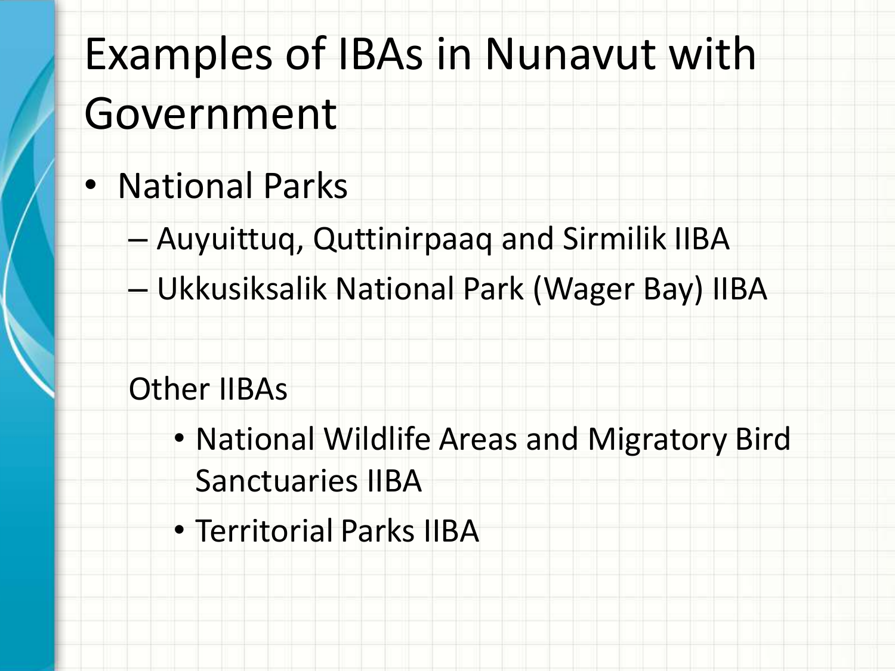# Examples of IBAs in Nunavut with Government

- National Parks
  - Auyuittuq, Quttinirpaaq and Sirmilik IIBA
  - Ukkusiksalik National Park (Wager Bay) IIBA

  Other IIBAs

  - National Wildlife Areas and Migratory Bird Sanctuaries IIBA
  - Territorial Parks IIBA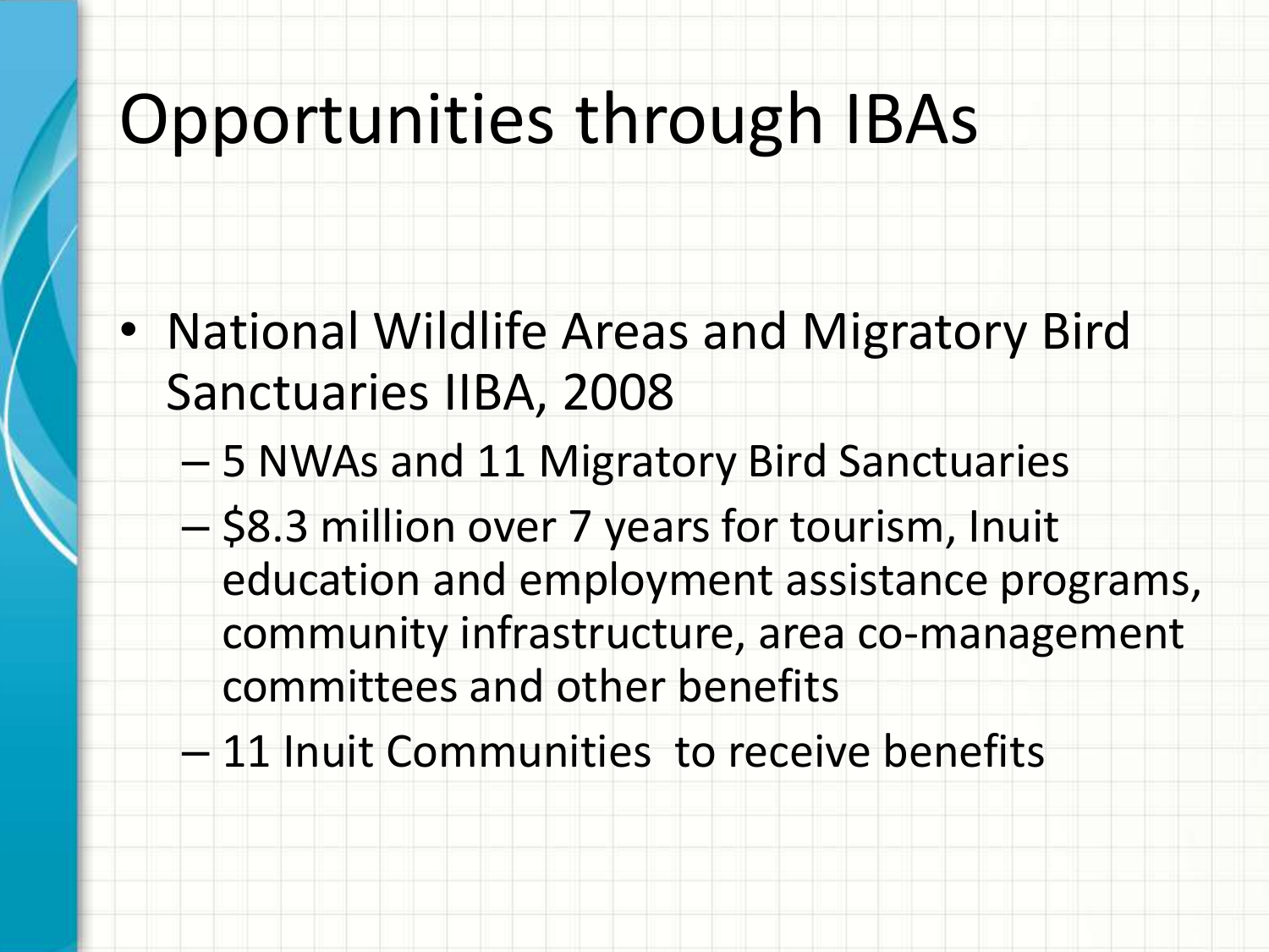# Opportunities through IBAs

- National Wildlife Areas and Migratory Bird Sanctuaries IIBA, 2008
  - 5 NWAs and 11 Migratory Bird Sanctuaries
  - $8.3 million over 7 years for tourism, Inuit education and employment assistance programs, community infrastructure, area co-management committees and other benefits
  - 11 Inuit Communities to receive benefits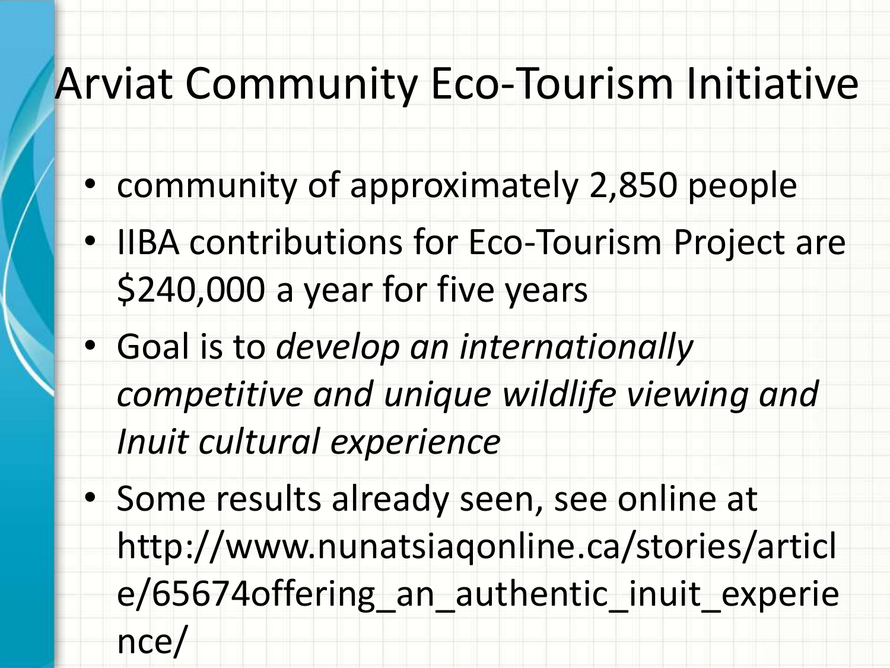# Arviat Community Eco-Tourism Initiative

- community of approximately 2,850 people
- IIBA contributions for Eco-Tourism Project are $240,000 a year for five years
- Goal is to *develop an internationally competitive and unique wildlife viewing and Inuit cultural experience*
- Some results already seen, see online at http://www.nunatsiaqonline.ca/stories/article/65674offering_an_authentic_inuit_experience/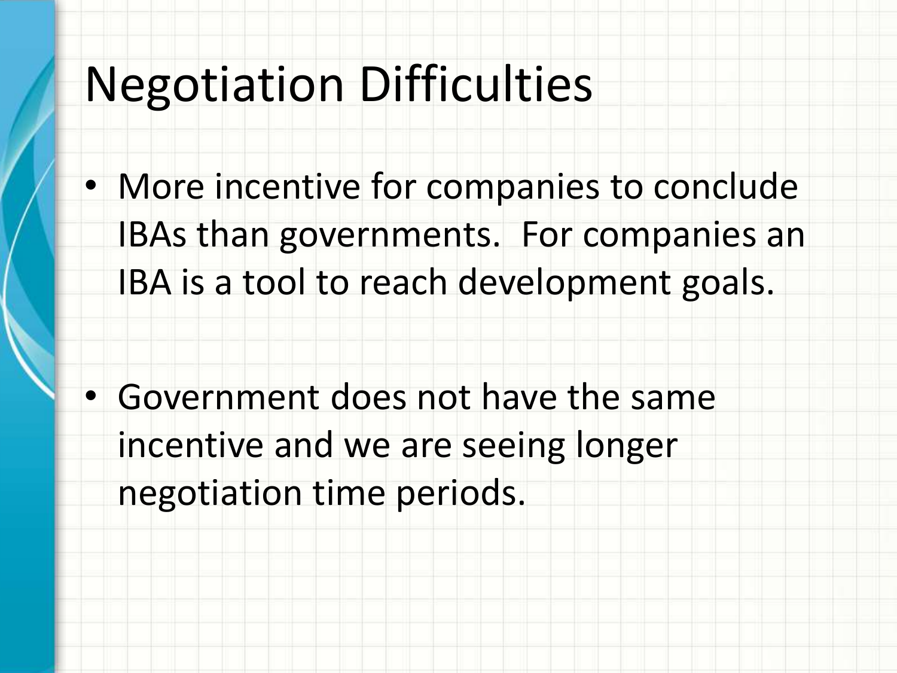# Negotiation Difficulties

- More incentive for companies to conclude IBAs than governments.  For companies an IBA is a tool to reach development goals.

- Government does not have the same incentive and we are seeing longer negotiation time periods.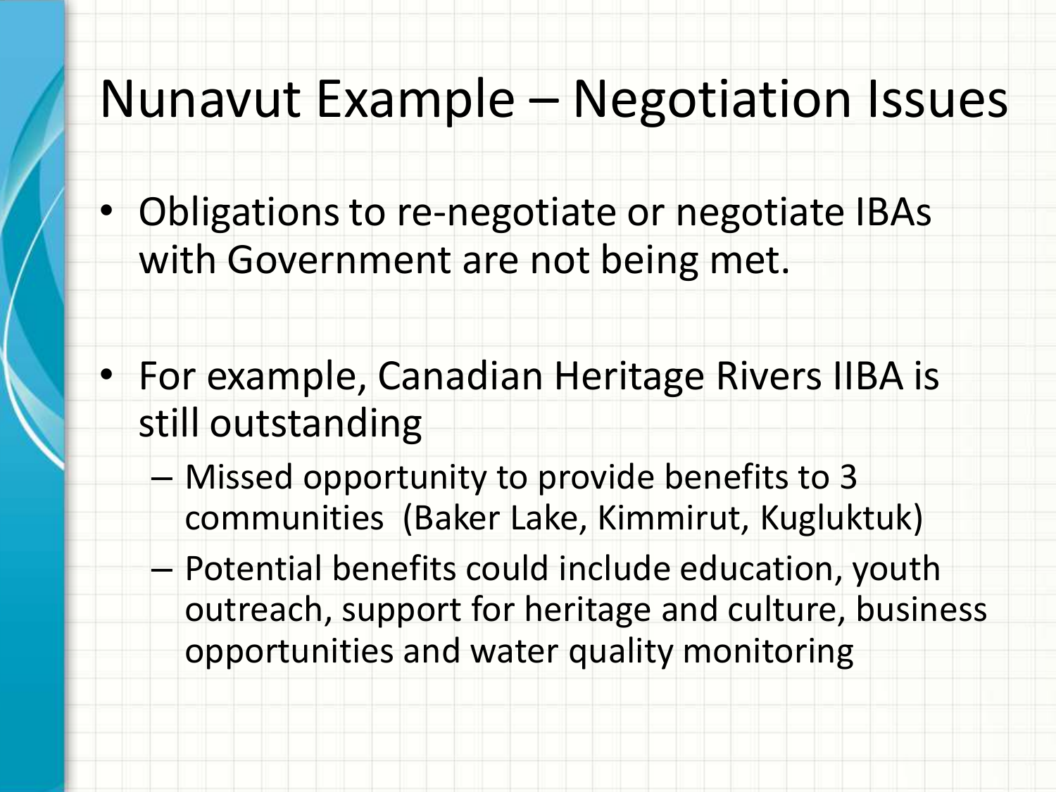# Nunavut Example – Negotiation Issues

- Obligations to re-negotiate or negotiate IBAs with Government are not being met.

- For example, Canadian Heritage Rivers IIBA is still outstanding
  - Missed opportunity to provide benefits to 3 communities (Baker Lake, Kimmirut, Kugluktuk)
  - Potential benefits could include education, youth outreach, support for heritage and culture, business opportunities and water quality monitoring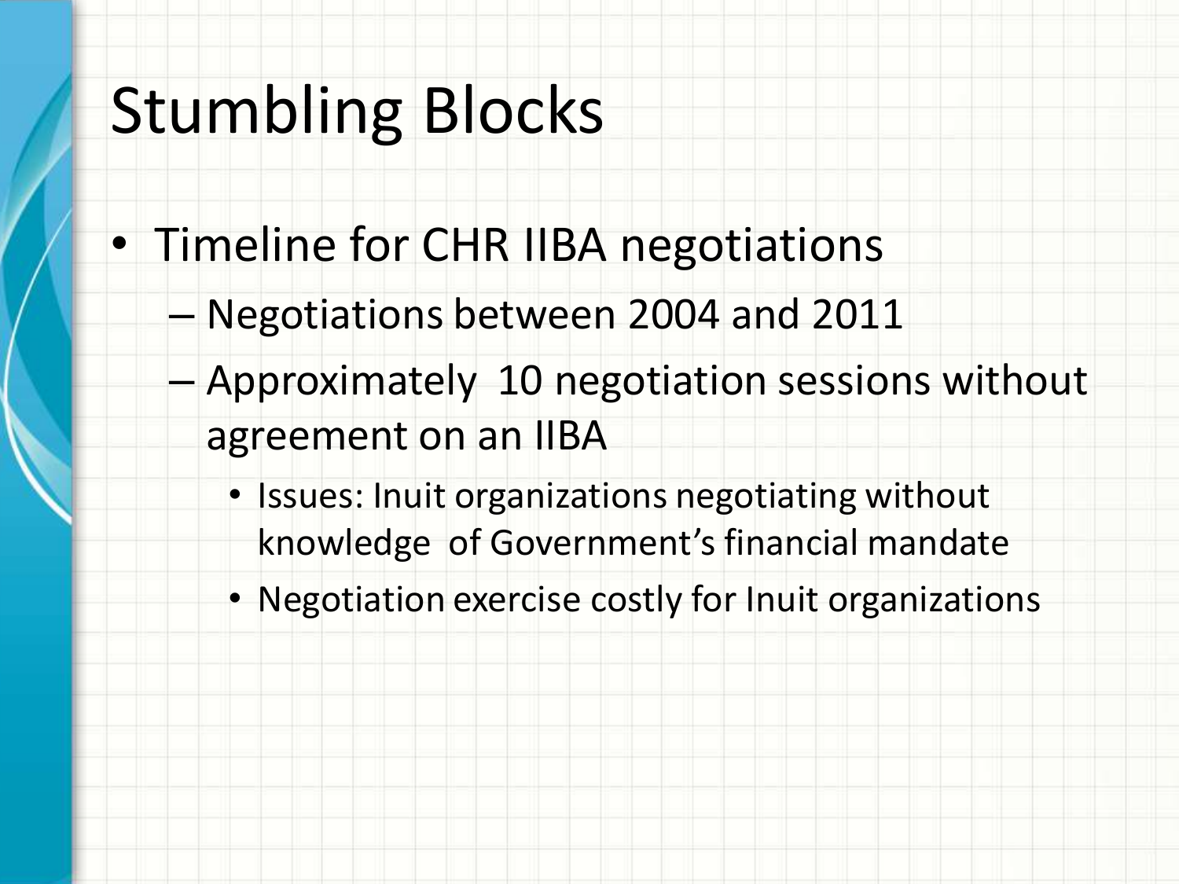# Stumbling Blocks

- Timeline for CHR IIBA negotiations
  - Negotiations between 2004 and 2011
  - Approximately 10 negotiation sessions without agreement on an IIBA
    - Issues: Inuit organizations negotiating without knowledge of Government's financial mandate
    - Negotiation exercise costly for Inuit organizations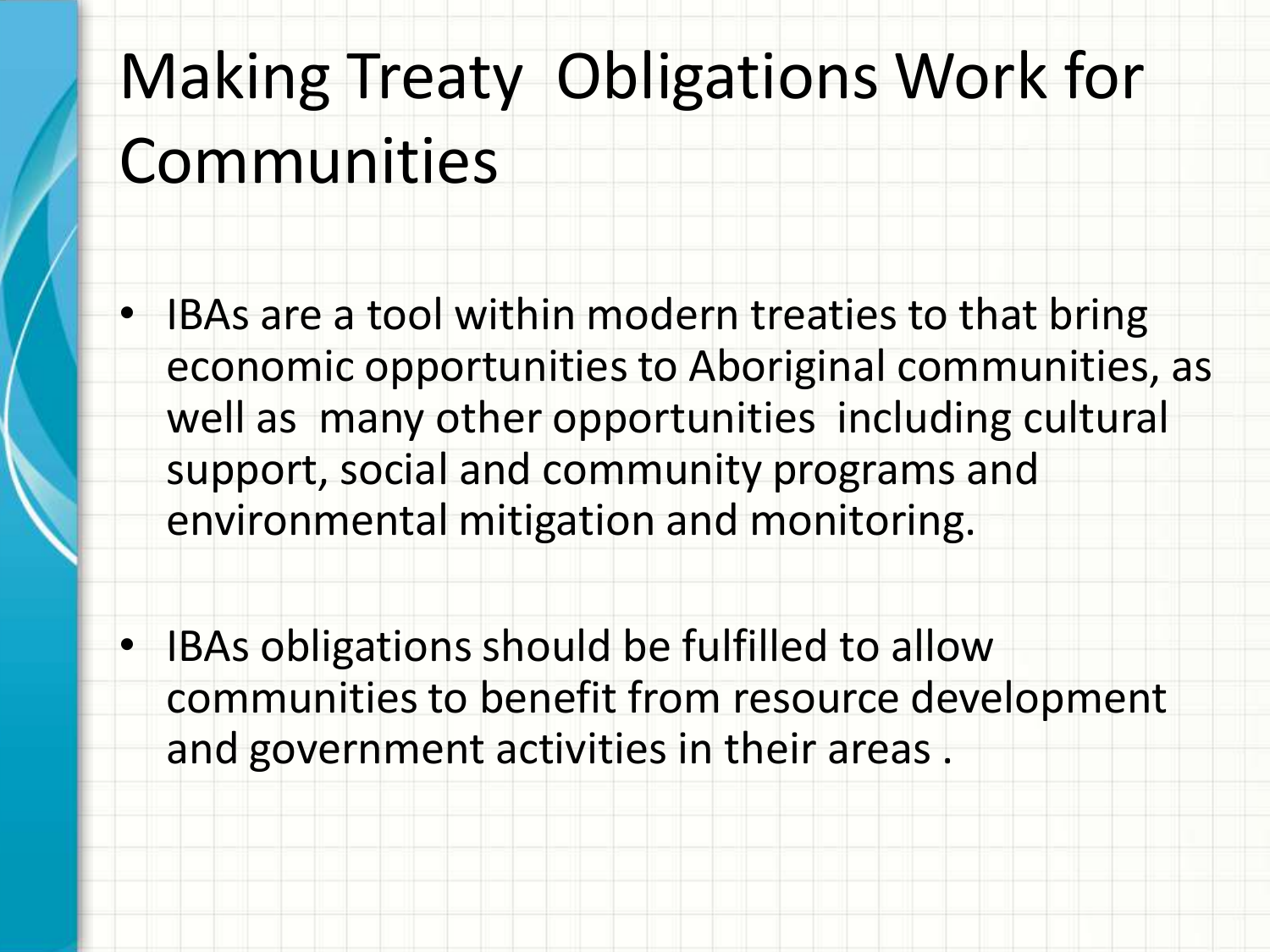# Making Treaty Obligations Work for Communities

- IBAs are a tool within modern treaties to that bring economic opportunities to Aboriginal communities, as well as many other opportunities including cultural support, social and community programs and environmental mitigation and monitoring.

- IBAs obligations should be fulfilled to allow communities to benefit from resource development and government activities in their areas .